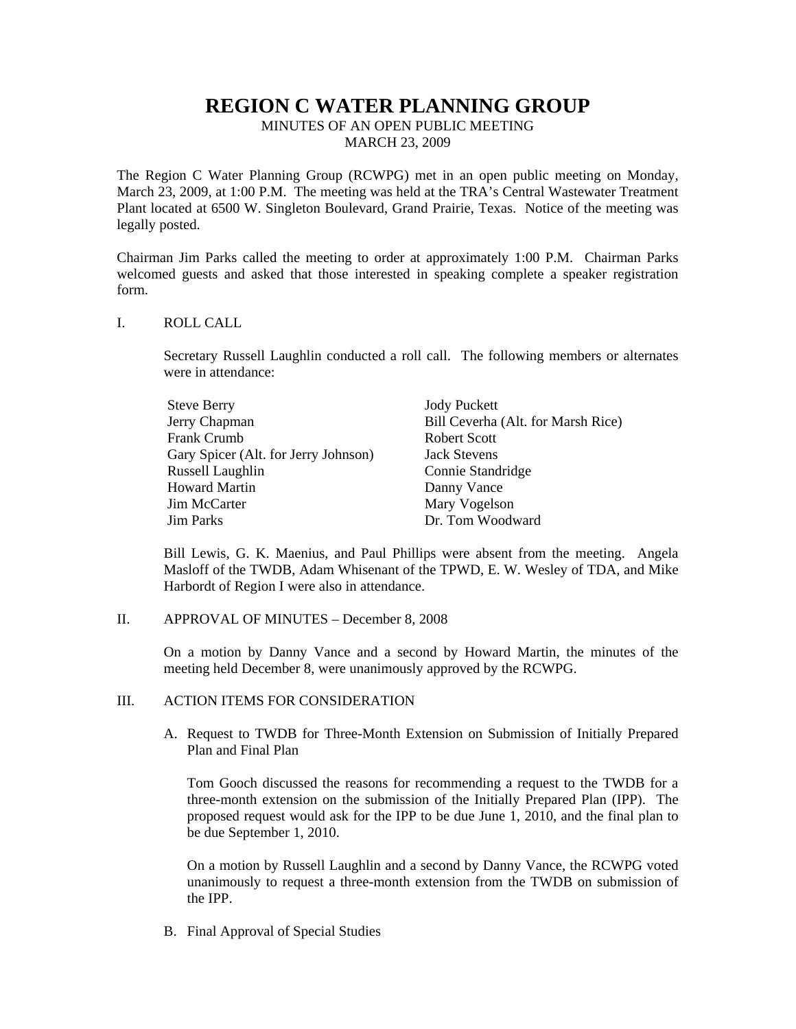# REGION C WATER PLANNING GROUP

MINUTES OF AN OPEN PUBLIC MEETING
MARCH 23, 2009

The Region C Water Planning Group (RCWPG) met in an open public meeting on Monday, March 23, 2009, at 1:00 P.M. The meeting was held at the TRA's Central Wastewater Treatment Plant located at 6500 W. Singleton Boulevard, Grand Prairie, Texas. Notice of the meeting was legally posted.

Chairman Jim Parks called the meeting to order at approximately 1:00 P.M. Chairman Parks welcomed guests and asked that those interested in speaking complete a speaker registration form.

## I. ROLL CALL

Secretary Russell Laughlin conducted a roll call. The following members or alternates were in attendance:

| | |
|---|---|
| Steve Berry | Jody Puckett |
| Jerry Chapman | Bill Ceverha (Alt. for Marsh Rice) |
| Frank Crumb | Robert Scott |
| Gary Spicer (Alt. for Jerry Johnson) | Jack Stevens |
| Russell Laughlin | Connie Standridge |
| Howard Martin | Danny Vance |
| Jim McCarter | Mary Vogelson |
| Jim Parks | Dr. Tom Woodward |

Bill Lewis, G. K. Maenius, and Paul Phillips were absent from the meeting. Angela Masloff of the TWDB, Adam Whisenant of the TPWD, E. W. Wesley of TDA, and Mike Harbordt of Region I were also in attendance.

## II. APPROVAL OF MINUTES – December 8, 2008

On a motion by Danny Vance and a second by Howard Martin, the minutes of the meeting held December 8, were unanimously approved by the RCWPG.

## III. ACTION ITEMS FOR CONSIDERATION

A. Request to TWDB for Three-Month Extension on Submission of Initially Prepared Plan and Final Plan

Tom Gooch discussed the reasons for recommending a request to the TWDB for a three-month extension on the submission of the Initially Prepared Plan (IPP). The proposed request would ask for the IPP to be due June 1, 2010, and the final plan to be due September 1, 2010.

On a motion by Russell Laughlin and a second by Danny Vance, the RCWPG voted unanimously to request a three-month extension from the TWDB on submission of the IPP.

B. Final Approval of Special Studies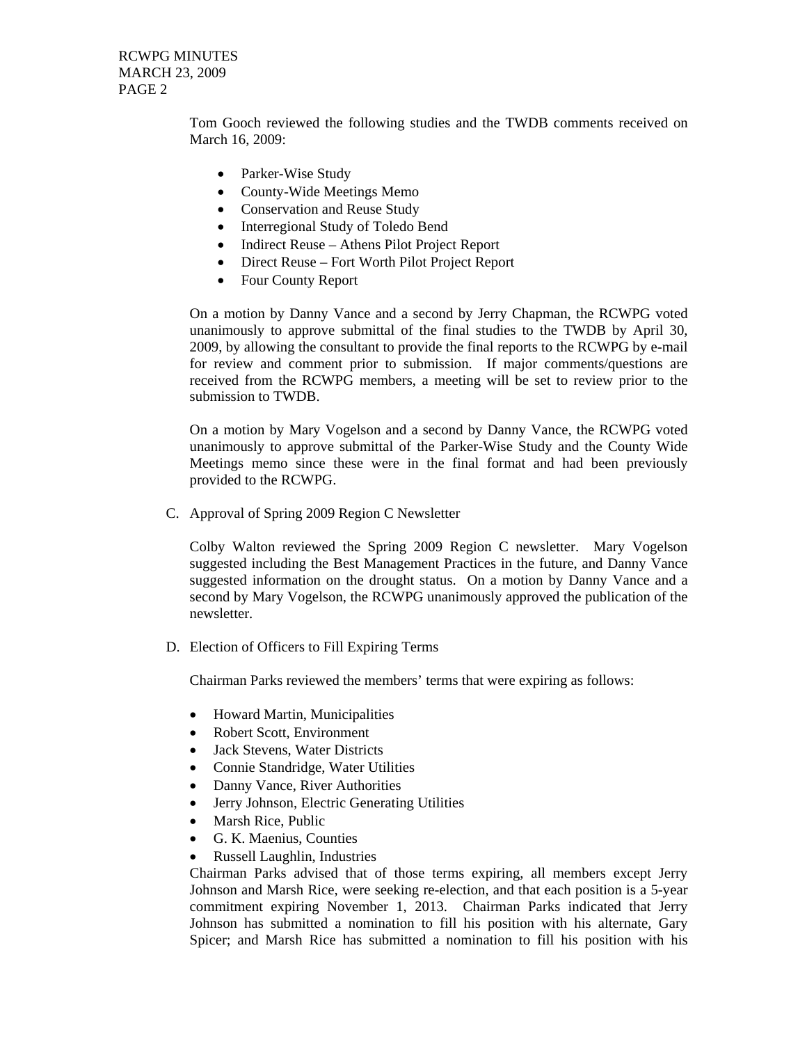Tom Gooch reviewed the following studies and the TWDB comments received on March 16, 2009:

- Parker-Wise Study
- County-Wide Meetings Memo
- Conservation and Reuse Study
- Interregional Study of Toledo Bend
- Indirect Reuse – Athens Pilot Project Report
- Direct Reuse – Fort Worth Pilot Project Report
- Four County Report

On a motion by Danny Vance and a second by Jerry Chapman, the RCWPG voted unanimously to approve submittal of the final studies to the TWDB by April 30, 2009, by allowing the consultant to provide the final reports to the RCWPG by e-mail for review and comment prior to submission. If major comments/questions are received from the RCWPG members, a meeting will be set to review prior to the submission to TWDB.

On a motion by Mary Vogelson and a second by Danny Vance, the RCWPG voted unanimously to approve submittal of the Parker-Wise Study and the County Wide Meetings memo since these were in the final format and had been previously provided to the RCWPG.

C. Approval of Spring 2009 Region C Newsletter

Colby Walton reviewed the Spring 2009 Region C newsletter. Mary Vogelson suggested including the Best Management Practices in the future, and Danny Vance suggested information on the drought status. On a motion by Danny Vance and a second by Mary Vogelson, the RCWPG unanimously approved the publication of the newsletter.

D. Election of Officers to Fill Expiring Terms

Chairman Parks reviewed the members' terms that were expiring as follows:

- Howard Martin, Municipalities
- Robert Scott, Environment
- Jack Stevens, Water Districts
- Connie Standridge, Water Utilities
- Danny Vance, River Authorities
- Jerry Johnson, Electric Generating Utilities
- Marsh Rice, Public
- G. K. Maenius, Counties
- Russell Laughlin, Industries

Chairman Parks advised that of those terms expiring, all members except Jerry Johnson and Marsh Rice, were seeking re-election, and that each position is a 5-year commitment expiring November 1, 2013. Chairman Parks indicated that Jerry Johnson has submitted a nomination to fill his position with his alternate, Gary Spicer; and Marsh Rice has submitted a nomination to fill his position with his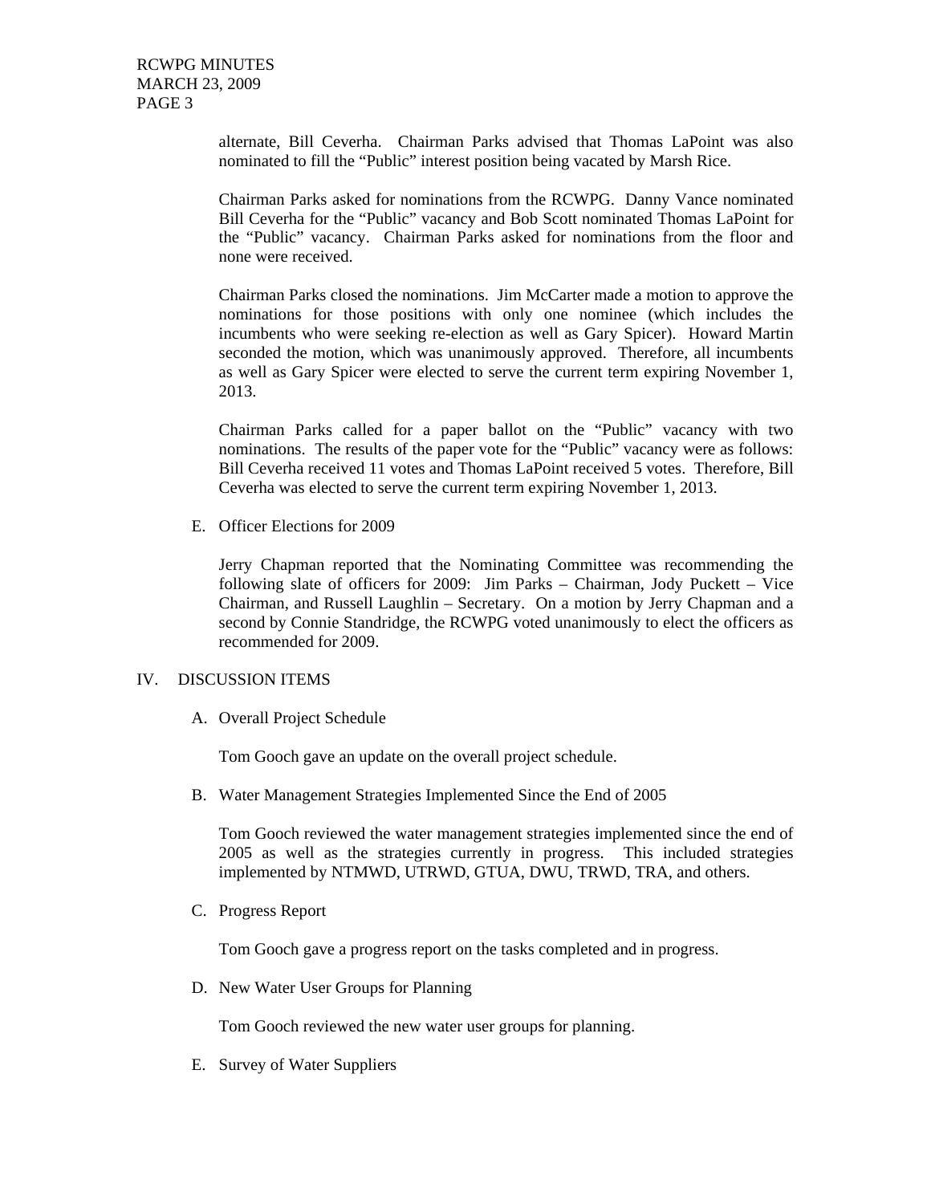alternate, Bill Ceverha. Chairman Parks advised that Thomas LaPoint was also nominated to fill the "Public" interest position being vacated by Marsh Rice.

Chairman Parks asked for nominations from the RCWPG. Danny Vance nominated Bill Ceverha for the "Public" vacancy and Bob Scott nominated Thomas LaPoint for the "Public" vacancy. Chairman Parks asked for nominations from the floor and none were received.

Chairman Parks closed the nominations. Jim McCarter made a motion to approve the nominations for those positions with only one nominee (which includes the incumbents who were seeking re-election as well as Gary Spicer). Howard Martin seconded the motion, which was unanimously approved. Therefore, all incumbents as well as Gary Spicer were elected to serve the current term expiring November 1, 2013.

Chairman Parks called for a paper ballot on the "Public" vacancy with two nominations. The results of the paper vote for the "Public" vacancy were as follows: Bill Ceverha received 11 votes and Thomas LaPoint received 5 votes. Therefore, Bill Ceverha was elected to serve the current term expiring November 1, 2013.

E. Officer Elections for 2009

Jerry Chapman reported that the Nominating Committee was recommending the following slate of officers for 2009: Jim Parks – Chairman, Jody Puckett – Vice Chairman, and Russell Laughlin – Secretary. On a motion by Jerry Chapman and a second by Connie Standridge, the RCWPG voted unanimously to elect the officers as recommended for 2009.

## IV. DISCUSSION ITEMS

A. Overall Project Schedule

Tom Gooch gave an update on the overall project schedule.

B. Water Management Strategies Implemented Since the End of 2005

Tom Gooch reviewed the water management strategies implemented since the end of 2005 as well as the strategies currently in progress. This included strategies implemented by NTMWD, UTRWD, GTUA, DWU, TRWD, TRA, and others.

C. Progress Report

Tom Gooch gave a progress report on the tasks completed and in progress.

D. New Water User Groups for Planning

Tom Gooch reviewed the new water user groups for planning.

E. Survey of Water Suppliers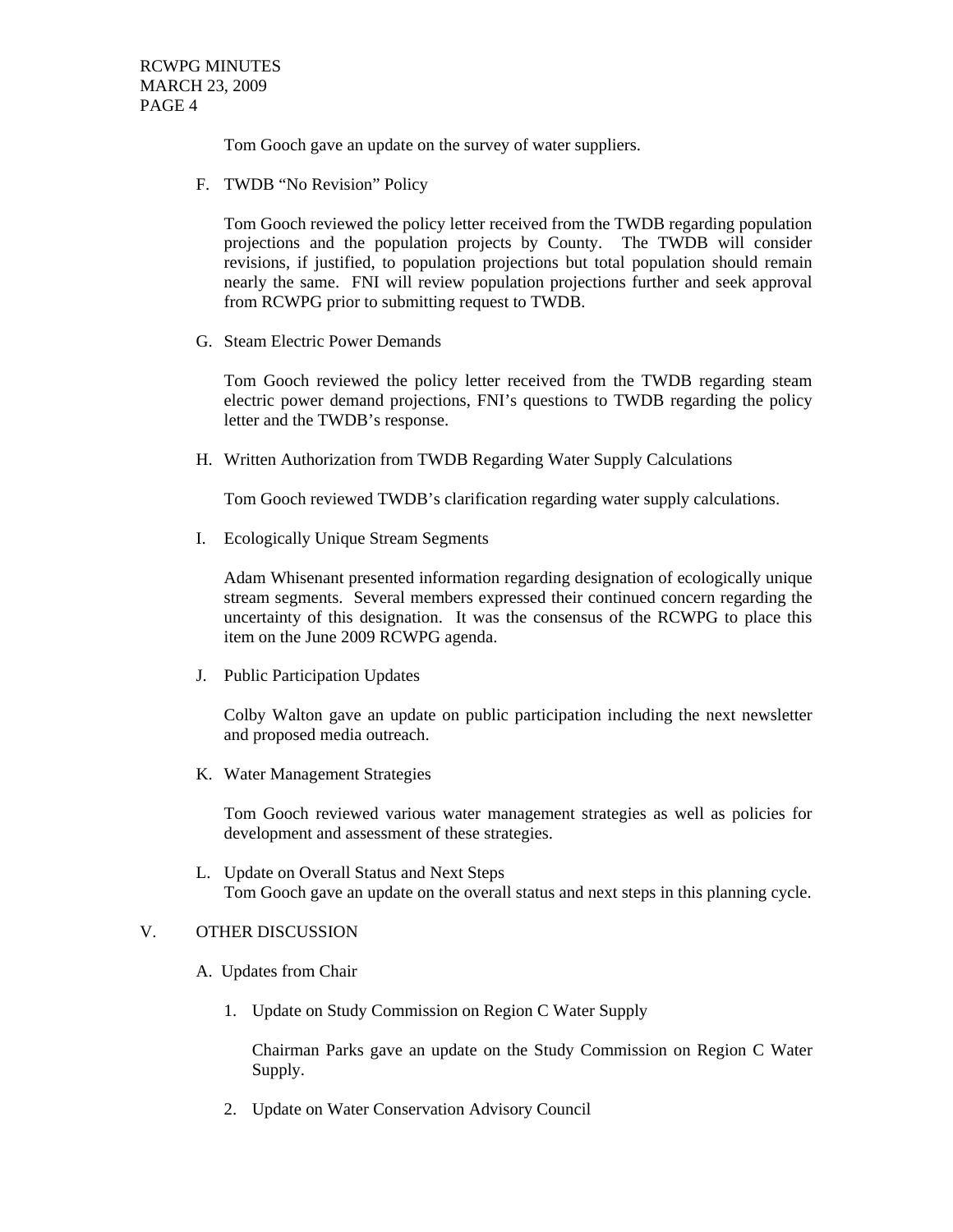Tom Gooch gave an update on the survey of water suppliers.

F. TWDB "No Revision" Policy

Tom Gooch reviewed the policy letter received from the TWDB regarding population projections and the population projects by County. The TWDB will consider revisions, if justified, to population projections but total population should remain nearly the same. FNI will review population projections further and seek approval from RCWPG prior to submitting request to TWDB.

G. Steam Electric Power Demands

Tom Gooch reviewed the policy letter received from the TWDB regarding steam electric power demand projections, FNI's questions to TWDB regarding the policy letter and the TWDB's response.

H. Written Authorization from TWDB Regarding Water Supply Calculations

Tom Gooch reviewed TWDB's clarification regarding water supply calculations.

I. Ecologically Unique Stream Segments

Adam Whisenant presented information regarding designation of ecologically unique stream segments. Several members expressed their continued concern regarding the uncertainty of this designation. It was the consensus of the RCWPG to place this item on the June 2009 RCWPG agenda.

J. Public Participation Updates

Colby Walton gave an update on public participation including the next newsletter and proposed media outreach.

K. Water Management Strategies

Tom Gooch reviewed various water management strategies as well as policies for development and assessment of these strategies.

L. Update on Overall Status and Next Steps
Tom Gooch gave an update on the overall status and next steps in this planning cycle.

V. OTHER DISCUSSION

A. Updates from Chair

1. Update on Study Commission on Region C Water Supply

   Chairman Parks gave an update on the Study Commission on Region C Water Supply.

2. Update on Water Conservation Advisory Council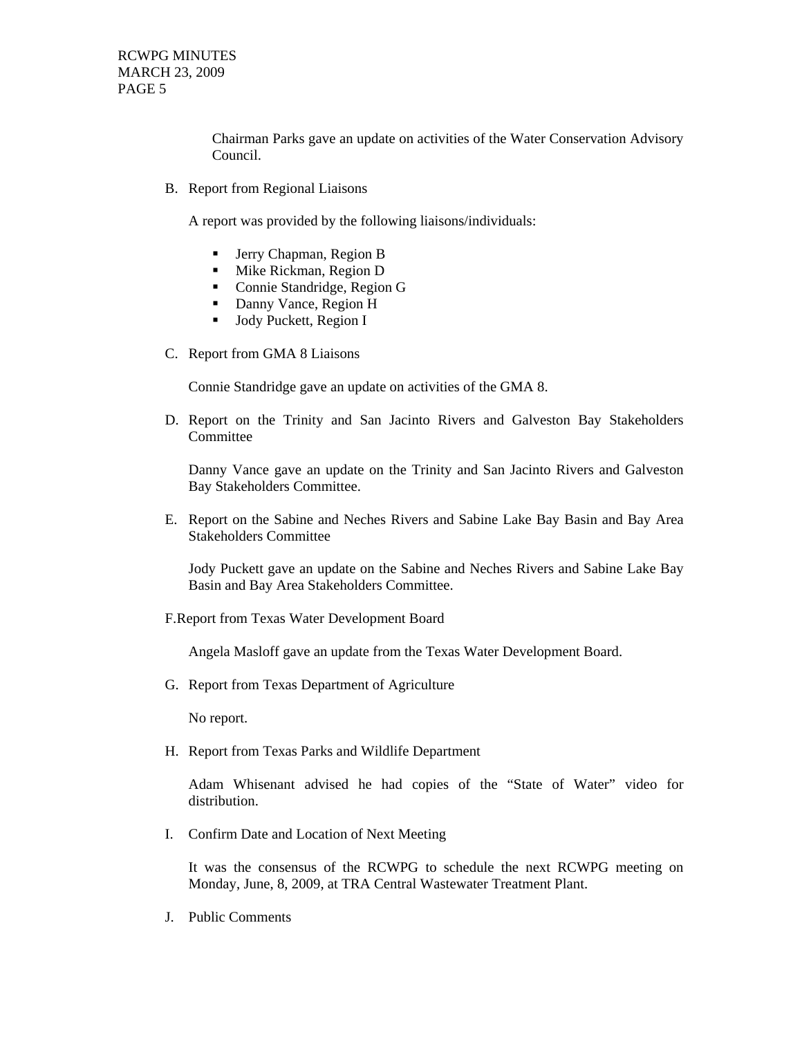Chairman Parks gave an update on activities of the Water Conservation Advisory Council.

B. Report from Regional Liaisons

A report was provided by the following liaisons/individuals:

- Jerry Chapman, Region B
- Mike Rickman, Region D
- Connie Standridge, Region G
- Danny Vance, Region H
- Jody Puckett, Region I

C. Report from GMA 8 Liaisons

Connie Standridge gave an update on activities of the GMA 8.

D. Report on the Trinity and San Jacinto Rivers and Galveston Bay Stakeholders Committee

Danny Vance gave an update on the Trinity and San Jacinto Rivers and Galveston Bay Stakeholders Committee.

E. Report on the Sabine and Neches Rivers and Sabine Lake Bay Basin and Bay Area Stakeholders Committee

Jody Puckett gave an update on the Sabine and Neches Rivers and Sabine Lake Bay Basin and Bay Area Stakeholders Committee.

F. Report from Texas Water Development Board

Angela Masloff gave an update from the Texas Water Development Board.

G. Report from Texas Department of Agriculture

No report.

H. Report from Texas Parks and Wildlife Department

Adam Whisenant advised he had copies of the "State of Water" video for distribution.

I. Confirm Date and Location of Next Meeting

It was the consensus of the RCWPG to schedule the next RCWPG meeting on Monday, June, 8, 2009, at TRA Central Wastewater Treatment Plant.

J. Public Comments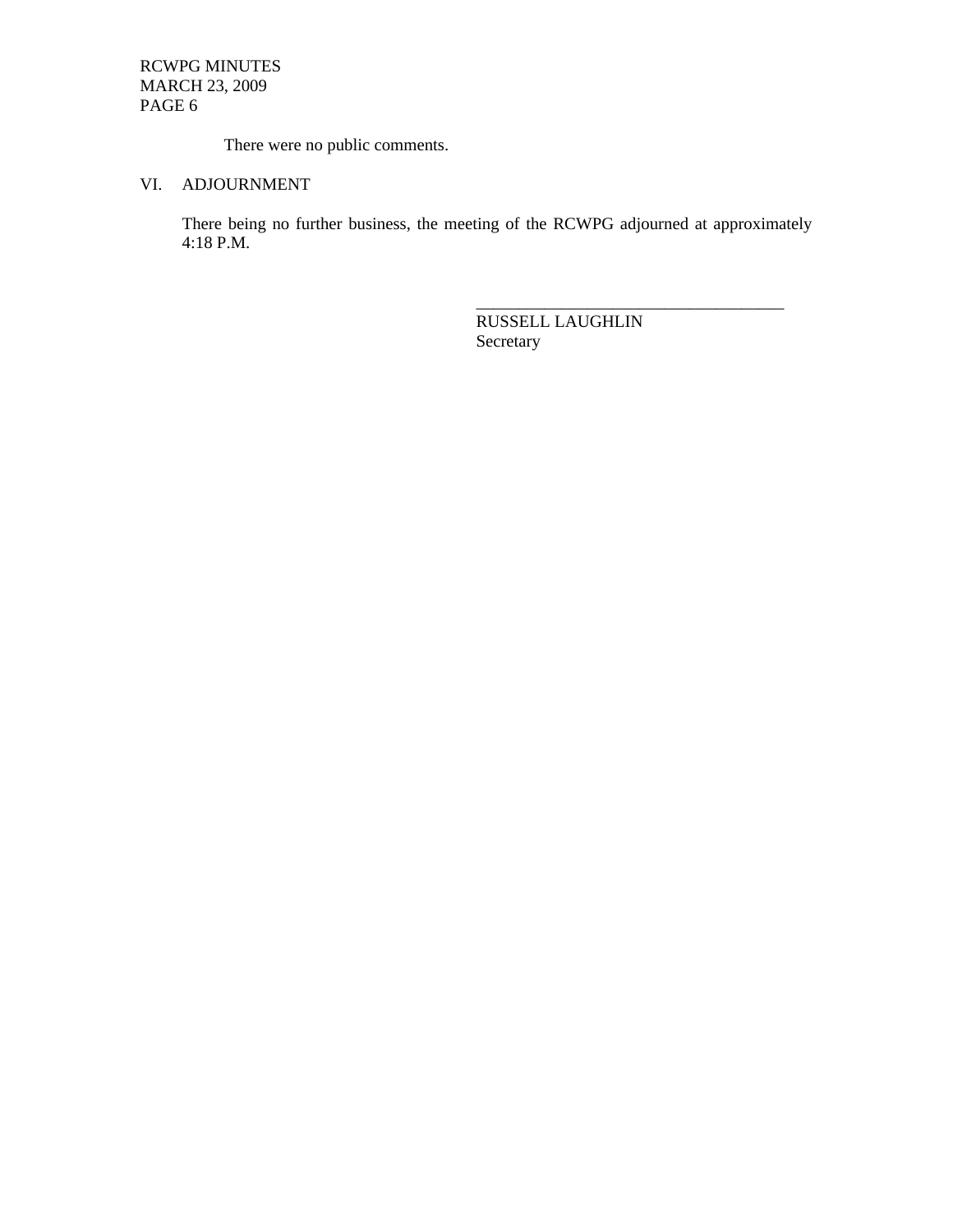There were no public comments.

## VI. ADJOURNMENT

There being no further business, the meeting of the RCWPG adjourned at approximately 4:18 P.M.

_____________________________________

RUSSELL LAUGHLIN
Secretary